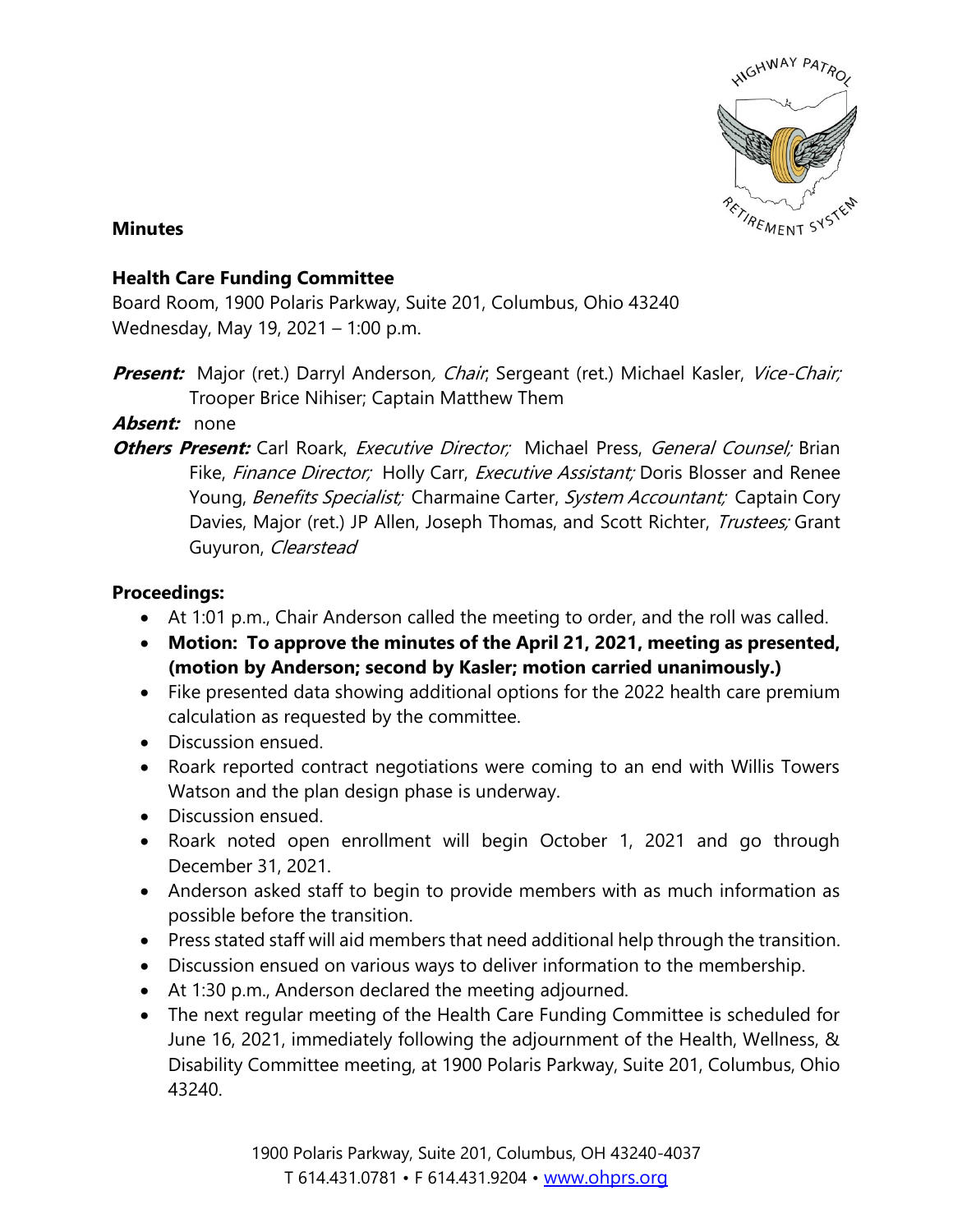**Minutes**

**Health Care Funding Committee**
Board Room, 1900 Polaris Parkway, Suite 201, Columbus, Ohio 43240
Wednesday, May 19, 2021 – 1:00 p.m.

***Present:*** Major (ret.) Darryl Anderson, *Chair*; Sergeant (ret.) Michael Kasler, *Vice-Chair;* Trooper Brice Nihiser; Captain Matthew Them

***Absent:*** none

***Others Present:*** Carl Roark, *Executive Director;* Michael Press, *General Counsel;* Brian Fike, *Finance Director;* Holly Carr, *Executive Assistant;* Doris Blosser and Renee Young, *Benefits Specialist;* Charmaine Carter, *System Accountant;* Captain Cory Davies, Major (ret.) JP Allen, Joseph Thomas, and Scott Richter, *Trustees;* Grant Guyuron, *Clearstead*

**Proceedings:**

- At 1:01 p.m., Chair Anderson called the meeting to order, and the roll was called.
- **Motion: To approve the minutes of the April 21, 2021, meeting as presented, (motion by Anderson; second by Kasler; motion carried unanimously.)**
- Fike presented data showing additional options for the 2022 health care premium calculation as requested by the committee.
- Discussion ensued.
- Roark reported contract negotiations were coming to an end with Willis Towers Watson and the plan design phase is underway.
- Discussion ensued.
- Roark noted open enrollment will begin October 1, 2021 and go through December 31, 2021.
- Anderson asked staff to begin to provide members with as much information as possible before the transition.
- Press stated staff will aid members that need additional help through the transition.
- Discussion ensued on various ways to deliver information to the membership.
- At 1:30 p.m., Anderson declared the meeting adjourned.
- The next regular meeting of the Health Care Funding Committee is scheduled for June 16, 2021, immediately following the adjournment of the Health, Wellness, & Disability Committee meeting, at 1900 Polaris Parkway, Suite 201, Columbus, Ohio 43240.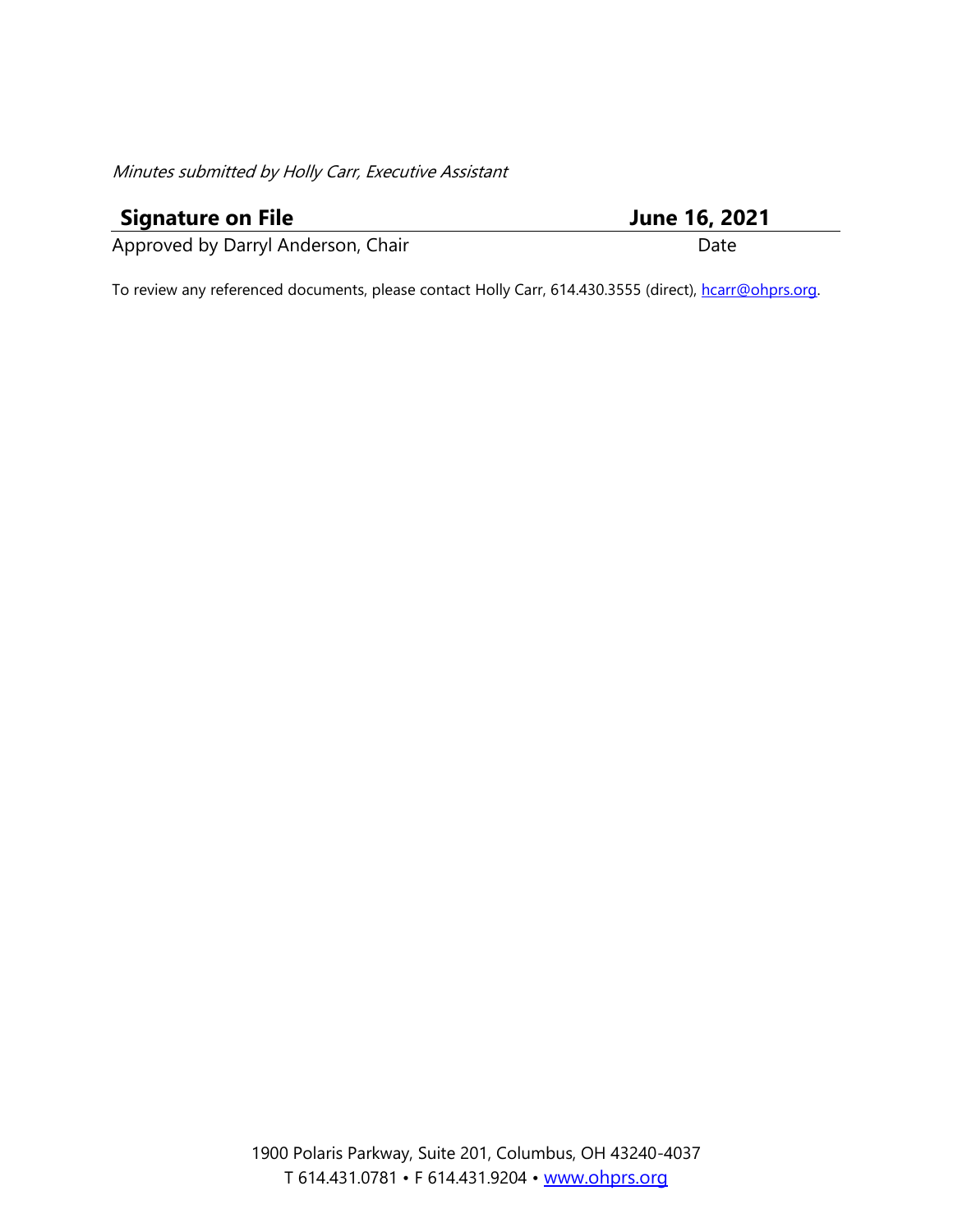*Minutes submitted by Holly Carr, Executive Assistant*

| **Signature on File** | **June 16, 2021** |
| --- | --- |
| Approved by Darryl Anderson, Chair | Date |

To review any referenced documents, please contact Holly Carr, 614.430.3555 (direct), hcarr@ohprs.org.

1900 Polaris Parkway, Suite 201, Columbus, OH 43240-4037
T 614.431.0781 • F 614.431.9204 • www.ohprs.org